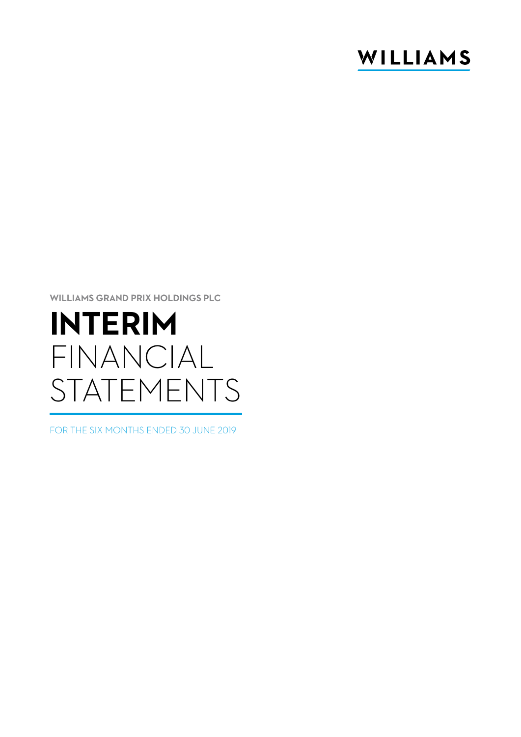WILLIAMS

WILLIAMS GRAND PRIX HOLDINGS PLC

# INTERIM FINANCIAL STATEMENTS

FOR THE SIX MONTHS ENDED 30 JUNE 2019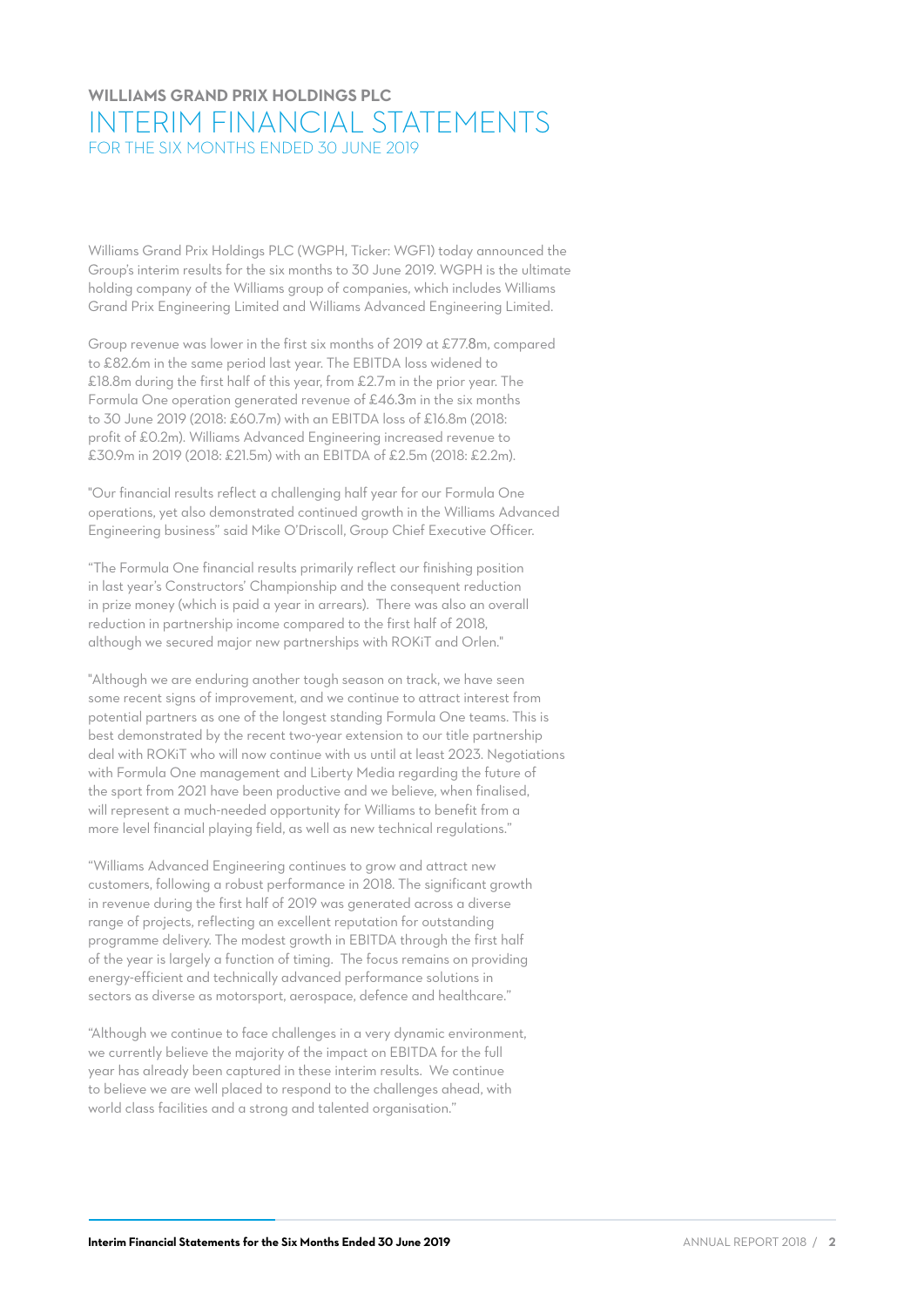**WILLIAMS GRAND PRIX HOLDINGS PLC**

# INTERIM FINANCIAL STATEMENTS

FOR THE SIX MONTHS ENDED 30 JUNE 2019

Williams Grand Prix Holdings PLC (WGPH, Ticker: WGF1) today announced the Group's interim results for the six months to 30 June 2019. WGPH is the ultimate holding company of the Williams group of companies, which includes Williams Grand Prix Engineering Limited and Williams Advanced Engineering Limited.

Group revenue was lower in the first six months of 2019 at £77.8m, compared to £82.6m in the same period last year. The EBITDA loss widened to £18.8m during the first half of this year, from £2.7m in the prior year. The Formula One operation generated revenue of £46.3m in the six months to 30 June 2019 (2018: £60.7m) with an EBITDA loss of £16.8m (2018: profit of £0.2m). Williams Advanced Engineering increased revenue to £30.9m in 2019 (2018: £21.5m) with an EBITDA of £2.5m (2018: £2.2m).

"Our financial results reflect a challenging half year for our Formula One operations, yet also demonstrated continued growth in the Williams Advanced Engineering business" said Mike O'Driscoll, Group Chief Executive Officer.

"The Formula One financial results primarily reflect our finishing position in last year's Constructors' Championship and the consequent reduction in prize money (which is paid a year in arrears). There was also an overall reduction in partnership income compared to the first half of 2018, although we secured major new partnerships with ROKiT and Orlen."

"Although we are enduring another tough season on track, we have seen some recent signs of improvement, and we continue to attract interest from potential partners as one of the longest standing Formula One teams. This is best demonstrated by the recent two-year extension to our title partnership deal with ROKiT who will now continue with us until at least 2023. Negotiations with Formula One management and Liberty Media regarding the future of the sport from 2021 have been productive and we believe, when finalised, will represent a much-needed opportunity for Williams to benefit from a more level financial playing field, as well as new technical regulations."

"Williams Advanced Engineering continues to grow and attract new customers, following a robust performance in 2018. The significant growth in revenue during the first half of 2019 was generated across a diverse range of projects, reflecting an excellent reputation for outstanding programme delivery. The modest growth in EBITDA through the first half of the year is largely a function of timing. The focus remains on providing energy-efficient and technically advanced performance solutions in sectors as diverse as motorsport, aerospace, defence and healthcare."

"Although we continue to face challenges in a very dynamic environment, we currently believe the majority of the impact on EBITDA for the full year has already been captured in these interim results. We continue to believe we are well placed to respond to the challenges ahead, with world class facilities and a strong and talented organisation."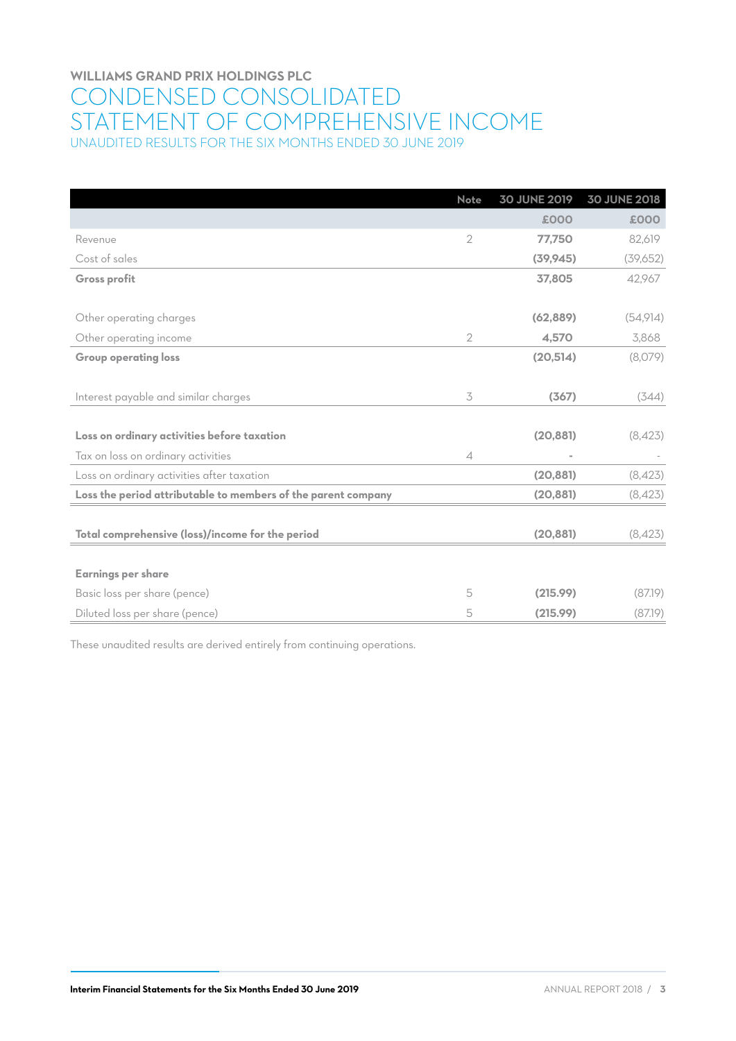**WILLIAMS GRAND PRIX HOLDINGS PLC**

# CONDENSED CONSOLIDATED STATEMENT OF COMPREHENSIVE INCOME

UNAUDITED RESULTS FOR THE SIX MONTHS ENDED 30 JUNE 2019

| | Note | 30 JUNE 2019 | 30 JUNE 2018 |
|---|---|---|---|
| | | £000 | £000 |
| Revenue | 2 | **77,750** | 82,619 |
| Cost of sales | | **(39,945)** | (39,652) |
| **Gross profit** | | **37,805** | 42,967 |
| | | | |
| Other operating charges | | **(62,889)** | (54,914) |
| Other operating income | 2 | **4,570** | 3,868 |
| **Group operating loss** | | **(20,514)** | (8,079) |
| | | | |
| Interest payable and similar charges | 3 | **(367)** | (344) |
| | | | |
| **Loss on ordinary activities before taxation** | | **(20,881)** | (8,423) |
| Tax on loss on ordinary activities | 4 | **-** | - |
| Loss on ordinary activities after taxation | | **(20,881)** | (8,423) |
| **Loss the period attributable to members of the parent company** | | **(20,881)** | (8,423) |
| | | | |
| **Total comprehensive (loss)/income for the period** | | **(20,881)** | (8,423) |
| | | | |
| **Earnings per share** | | | |
| Basic loss per share (pence) | 5 | **(215.99)** | (87.19) |
| Diluted loss per share (pence) | 5 | **(215.99)** | (87.19) |

These unaudited results are derived entirely from continuing operations.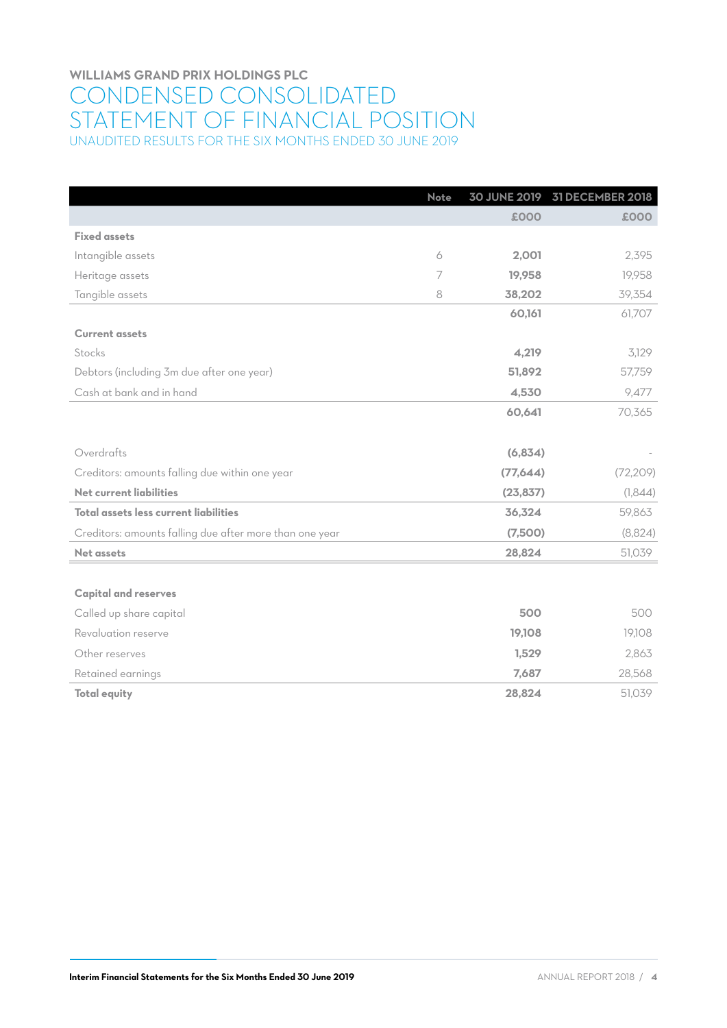## WILLIAMS GRAND PRIX HOLDINGS PLC

# CONDENSED CONSOLIDATED STATEMENT OF FINANCIAL POSITION

UNAUDITED RESULTS FOR THE SIX MONTHS ENDED 30 JUNE 2019

| | Note | 30 JUNE 2019 | 31 DECEMBER 2018 |
|---|---|---|---|
| | | £000 | £000 |
| **Fixed assets** | | | |
| Intangible assets | 6 | **2,001** | 2,395 |
| Heritage assets | 7 | **19,958** | 19,958 |
| Tangible assets | 8 | **38,202** | 39,354 |
| | | **60,161** | 61,707 |
| **Current assets** | | | |
| Stocks | | **4,219** | 3,129 |
| Debtors (including 3m due after one year) | | **51,892** | 57,759 |
| Cash at bank and in hand | | **4,530** | 9,477 |
| | | **60,641** | 70,365 |
| Overdrafts | | **(6,834)** | - |
| Creditors: amounts falling due within one year | | **(77,644)** | (72,209) |
| **Net current liabilities** | | **(23,837)** | (1,844) |
| **Total assets less current liabilities** | | **36,324** | 59,863 |
| Creditors: amounts falling due after more than one year | | **(7,500)** | (8,824) |
| **Net assets** | | **28,824** | 51,039 |
| **Capital and reserves** | | | |
| Called up share capital | | **500** | 500 |
| Revaluation reserve | | **19,108** | 19,108 |
| Other reserves | | **1,529** | 2,863 |
| Retained earnings | | **7,687** | 28,568 |
| **Total equity** | | **28,824** | 51,039 |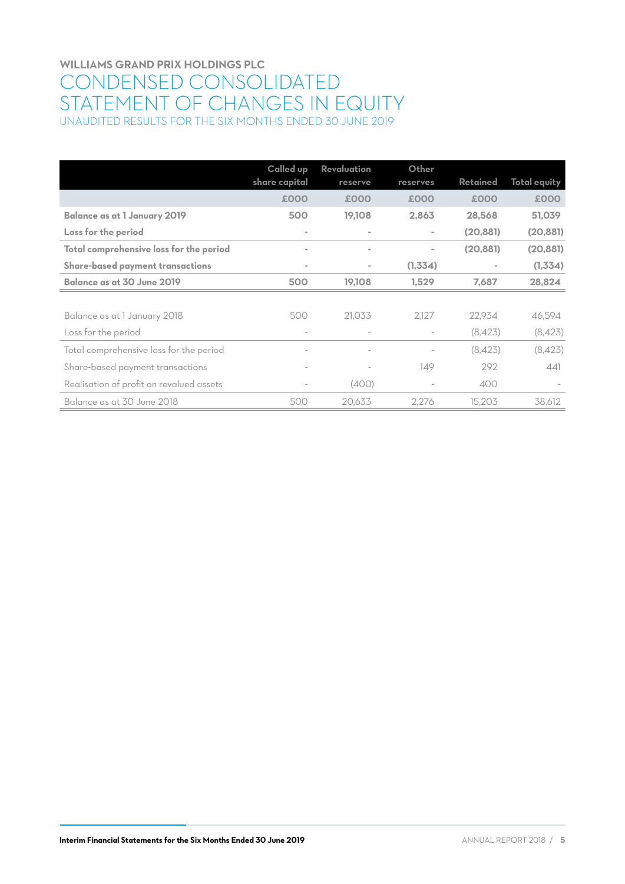**WILLIAMS GRAND PRIX HOLDINGS PLC**

# CONDENSED CONSOLIDATED STATEMENT OF CHANGES IN EQUITY

UNAUDITED RESULTS FOR THE SIX MONTHS ENDED 30 JUNE 2019

| | Called up share capital | Revaluation reserve | Other reserves | Retained | Total equity |
|---|---|---|---|---|---|
| | £000 | £000 | £000 | £000 | £000 |
| **Balance as at 1 January 2019** | **500** | **19,108** | **2,863** | **28,568** | **51,039** |
| **Loss for the period** | **-** | **-** | **-** | **(20,881)** | **(20,881)** |
| **Total comprehensive loss for the period** | **-** | **-** | **-** | **(20,881)** | **(20,881)** |
| **Share-based payment transactions** | **-** | **-** | **(1,334)** | **-** | **(1,334)** |
| **Balance as at 30 June 2019** | **500** | **19,108** | **1,529** | **7,687** | **28,824** |
| | | | | | |
| Balance as at 1 January 2018 | 500 | 21,033 | 2,127 | 22,934 | 46,594 |
| Loss for the period | - | - | - | (8,423) | (8,423) |
| Total comprehensive loss for the period | - | - | - | (8,423) | (8,423) |
| Share-based payment transactions | - | - | 149 | 292 | 441 |
| Realisation of profit on revalued assets | - | (400) | - | 400 | - |
| Balance as at 30 June 2018 | 500 | 20,633 | 2,276 | 15,203 | 38,612 |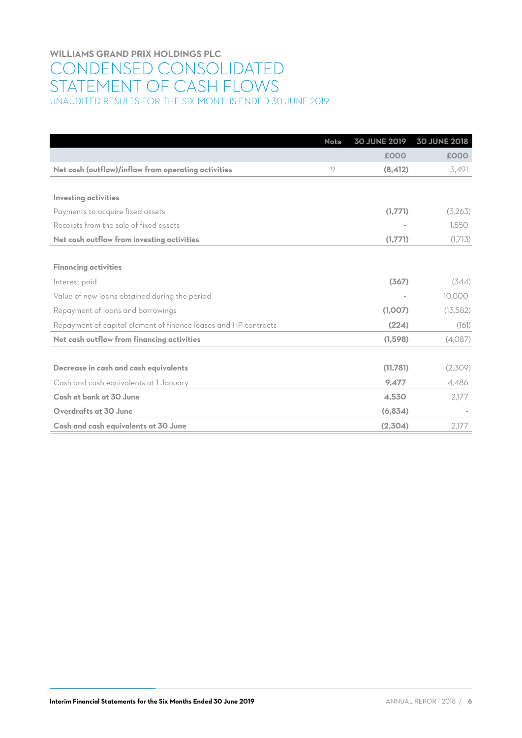## WILLIAMS GRAND PRIX HOLDINGS PLC

# CONDENSED CONSOLIDATED STATEMENT OF CASH FLOWS

### UNAUDITED RESULTS FOR THE SIX MONTHS ENDED 30 JUNE 2019

| | Note | 30 JUNE 2019 | 30 JUNE 2018 |
|---|---|---|---|
| | | £000 | £000 |
| **Net cash (outflow)/inflow from operating activities** | 9 | **(8,412)** | 3,491 |
| | | | |
| **Investing activities** | | | |
| Payments to acquire fixed assets | | **(1,771)** | (3,263) |
| Receipts from the sale of fixed assets | | - | 1,550 |
| **Net cash outflow from investing activities** | | **(1,771)** | (1,713) |
| | | | |
| **Financing activities** | | | |
| Interest paid | | **(367)** | (344) |
| Value of new loans obtained during the period | | - | 10,000 |
| Repayment of loans and borrowings | | **(1,007)** | (13,582) |
| Repayment of capital element of finance leases and HP contracts | | **(224)** | (161) |
| **Net cash outflow from financing activities** | | **(1,598)** | (4,087) |
| | | | |
| **Decrease in cash and cash equivalents** | | **(11,781)** | (2,309) |
| Cash and cash equivalents at 1 January | | **9,477** | 4,486 |
| **Cash at bank at 30 June** | | **4,530** | 2,177 |
| **Overdrafts at 30 June** | | **(6,834)** | - |
| **Cash and cash equivalents at 30 June** | | **(2,304)** | 2,177 |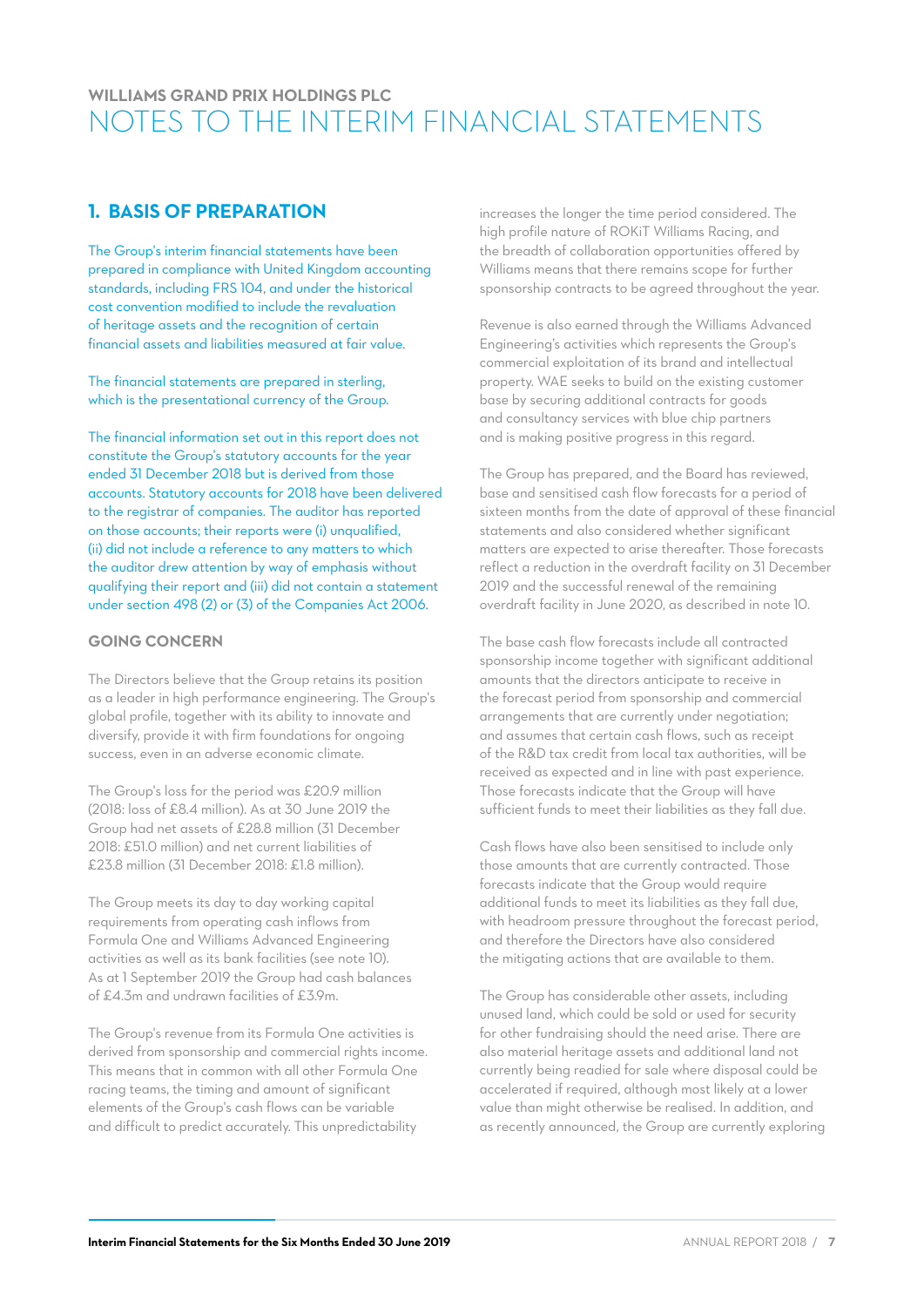# WILLIAMS GRAND PRIX HOLDINGS PLC

# NOTES TO THE INTERIM FINANCIAL STATEMENTS

## 1. BASIS OF PREPARATION

The Group's interim financial statements have been prepared in compliance with United Kingdom accounting standards, including FRS 104, and under the historical cost convention modified to include the revaluation of heritage assets and the recognition of certain financial assets and liabilities measured at fair value.

The financial statements are prepared in sterling, which is the presentational currency of the Group.

The financial information set out in this report does not constitute the Group's statutory accounts for the year ended 31 December 2018 but is derived from those accounts. Statutory accounts for 2018 have been delivered to the registrar of companies. The auditor has reported on those accounts; their reports were (i) unqualified, (ii) did not include a reference to any matters to which the auditor drew attention by way of emphasis without qualifying their report and (iii) did not contain a statement under section 498 (2) or (3) of the Companies Act 2006.

### GOING CONCERN

The Directors believe that the Group retains its position as a leader in high performance engineering. The Group's global profile, together with its ability to innovate and diversify, provide it with firm foundations for ongoing success, even in an adverse economic climate.

The Group's loss for the period was £20.9 million (2018: loss of £8.4 million). As at 30 June 2019 the Group had net assets of £28.8 million (31 December 2018: £51.0 million) and net current liabilities of £23.8 million (31 December 2018: £1.8 million).

The Group meets its day to day working capital requirements from operating cash inflows from Formula One and Williams Advanced Engineering activities as well as its bank facilities (see note 10). As at 1 September 2019 the Group had cash balances of £4.3m and undrawn facilities of £3.9m.

The Group's revenue from its Formula One activities is derived from sponsorship and commercial rights income. This means that in common with all other Formula One racing teams, the timing and amount of significant elements of the Group's cash flows can be variable and difficult to predict accurately. This unpredictability increases the longer the time period considered. The high profile nature of ROKiT Williams Racing, and the breadth of collaboration opportunities offered by Williams means that there remains scope for further sponsorship contracts to be agreed throughout the year.

Revenue is also earned through the Williams Advanced Engineering's activities which represents the Group's commercial exploitation of its brand and intellectual property. WAE seeks to build on the existing customer base by securing additional contracts for goods and consultancy services with blue chip partners and is making positive progress in this regard.

The Group has prepared, and the Board has reviewed, base and sensitised cash flow forecasts for a period of sixteen months from the date of approval of these financial statements and also considered whether significant matters are expected to arise thereafter. Those forecasts reflect a reduction in the overdraft facility on 31 December 2019 and the successful renewal of the remaining overdraft facility in June 2020, as described in note 10.

The base cash flow forecasts include all contracted sponsorship income together with significant additional amounts that the directors anticipate to receive in the forecast period from sponsorship and commercial arrangements that are currently under negotiation; and assumes that certain cash flows, such as receipt of the R&D tax credit from local tax authorities, will be received as expected and in line with past experience. Those forecasts indicate that the Group will have sufficient funds to meet their liabilities as they fall due.

Cash flows have also been sensitised to include only those amounts that are currently contracted. Those forecasts indicate that the Group would require additional funds to meet its liabilities as they fall due, with headroom pressure throughout the forecast period, and therefore the Directors have also considered the mitigating actions that are available to them.

The Group has considerable other assets, including unused land, which could be sold or used for security for other fundraising should the need arise. There are also material heritage assets and additional land not currently being readied for sale where disposal could be accelerated if required, although most likely at a lower value than might otherwise be realised. In addition, and as recently announced, the Group are currently exploring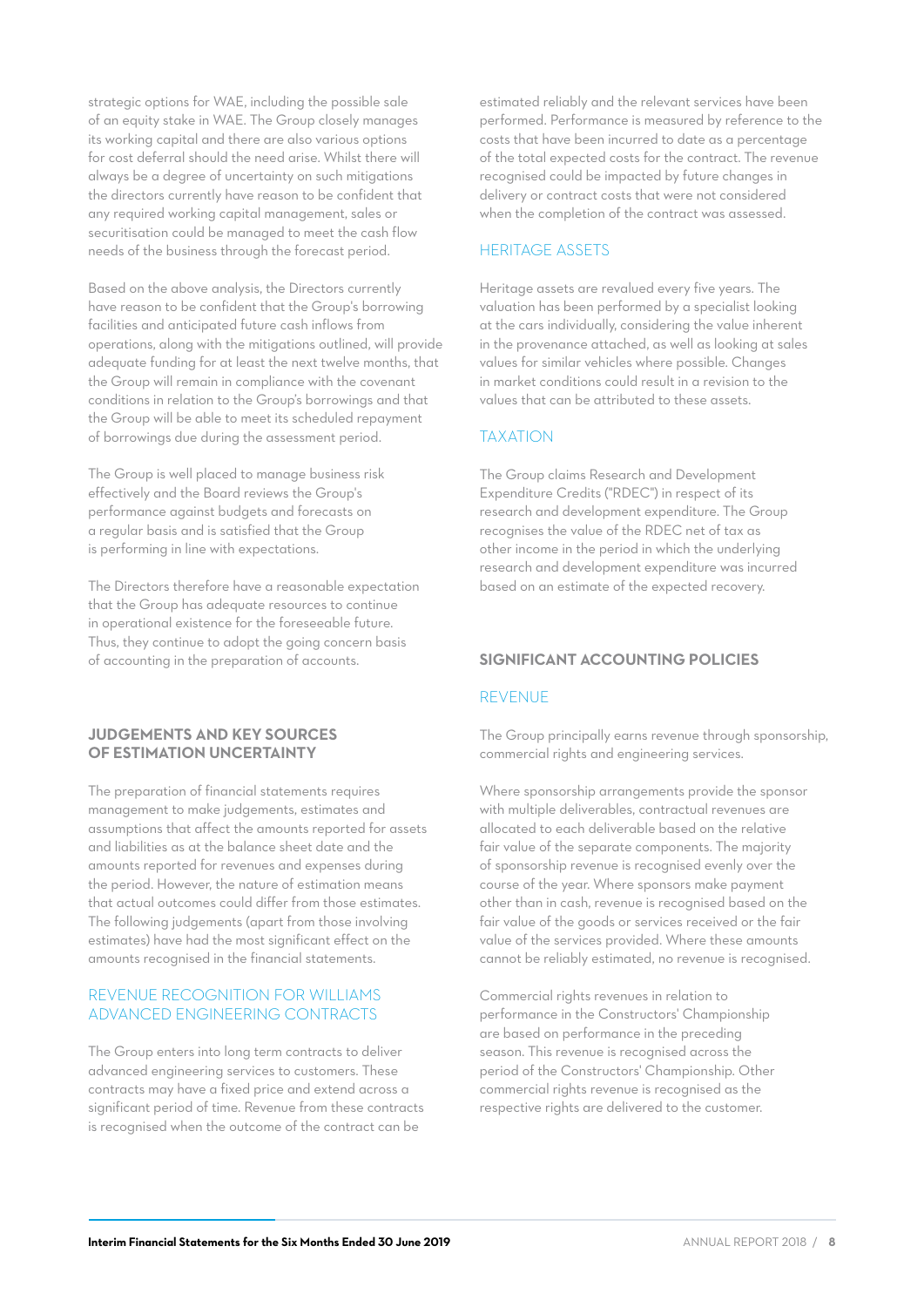strategic options for WAE, including the possible sale of an equity stake in WAE. The Group closely manages its working capital and there are also various options for cost deferral should the need arise. Whilst there will always be a degree of uncertainty on such mitigations the directors currently have reason to be confident that any required working capital management, sales or securitisation could be managed to meet the cash flow needs of the business through the forecast period.

Based on the above analysis, the Directors currently have reason to be confident that the Group's borrowing facilities and anticipated future cash inflows from operations, along with the mitigations outlined, will provide adequate funding for at least the next twelve months, that the Group will remain in compliance with the covenant conditions in relation to the Group's borrowings and that the Group will be able to meet its scheduled repayment of borrowings due during the assessment period.

The Group is well placed to manage business risk effectively and the Board reviews the Group's performance against budgets and forecasts on a regular basis and is satisfied that the Group is performing in line with expectations.

The Directors therefore have a reasonable expectation that the Group has adequate resources to continue in operational existence for the foreseeable future. Thus, they continue to adopt the going concern basis of accounting in the preparation of accounts.

## JUDGEMENTS AND KEY SOURCES OF ESTIMATION UNCERTAINTY

The preparation of financial statements requires management to make judgements, estimates and assumptions that affect the amounts reported for assets and liabilities as at the balance sheet date and the amounts reported for revenues and expenses during the period. However, the nature of estimation means that actual outcomes could differ from those estimates. The following judgements (apart from those involving estimates) have had the most significant effect on the amounts recognised in the financial statements.

### REVENUE RECOGNITION FOR WILLIAMS ADVANCED ENGINEERING CONTRACTS

The Group enters into long term contracts to deliver advanced engineering services to customers. These contracts may have a fixed price and extend across a significant period of time. Revenue from these contracts is recognised when the outcome of the contract can be estimated reliably and the relevant services have been performed. Performance is measured by reference to the costs that have been incurred to date as a percentage of the total expected costs for the contract. The revenue recognised could be impacted by future changes in delivery or contract costs that were not considered when the completion of the contract was assessed.

### HERITAGE ASSETS

Heritage assets are revalued every five years. The valuation has been performed by a specialist looking at the cars individually, considering the value inherent in the provenance attached, as well as looking at sales values for similar vehicles where possible. Changes in market conditions could result in a revision to the values that can be attributed to these assets.

### TAXATION

The Group claims Research and Development Expenditure Credits ("RDEC") in respect of its research and development expenditure. The Group recognises the value of the RDEC net of tax as other income in the period in which the underlying research and development expenditure was incurred based on an estimate of the expected recovery.

## SIGNIFICANT ACCOUNTING POLICIES

### REVENUE

The Group principally earns revenue through sponsorship, commercial rights and engineering services.

Where sponsorship arrangements provide the sponsor with multiple deliverables, contractual revenues are allocated to each deliverable based on the relative fair value of the separate components. The majority of sponsorship revenue is recognised evenly over the course of the year. Where sponsors make payment other than in cash, revenue is recognised based on the fair value of the goods or services received or the fair value of the services provided. Where these amounts cannot be reliably estimated, no revenue is recognised.

Commercial rights revenues in relation to performance in the Constructors' Championship are based on performance in the preceding season. This revenue is recognised across the period of the Constructors' Championship. Other commercial rights revenue is recognised as the respective rights are delivered to the customer.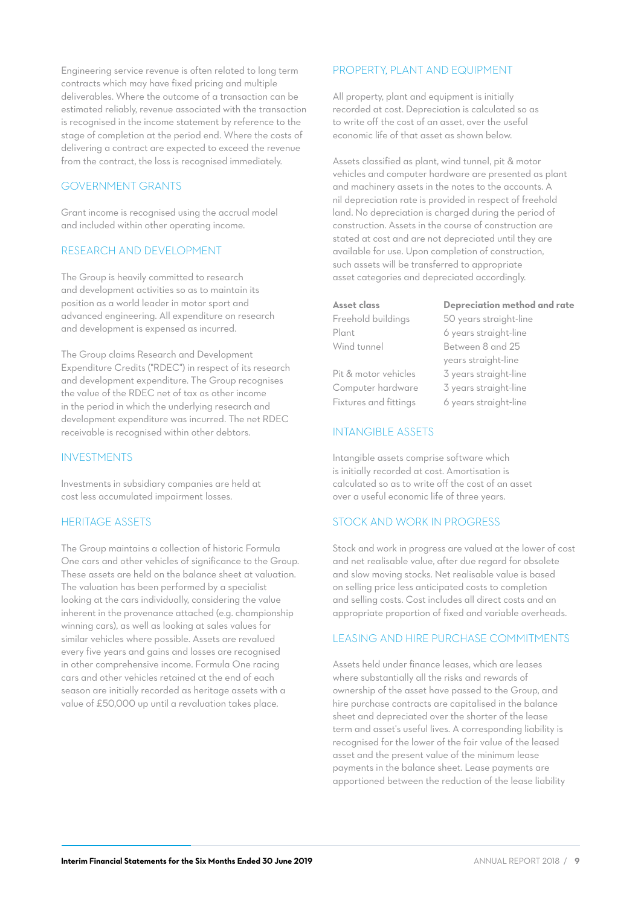Engineering service revenue is often related to long term contracts which may have fixed pricing and multiple deliverables. Where the outcome of a transaction can be estimated reliably, revenue associated with the transaction is recognised in the income statement by reference to the stage of completion at the period end. Where the costs of delivering a contract are expected to exceed the revenue from the contract, the loss is recognised immediately.

## GOVERNMENT GRANTS

Grant income is recognised using the accrual model and included within other operating income.

## RESEARCH AND DEVELOPMENT

The Group is heavily committed to research and development activities so as to maintain its position as a world leader in motor sport and advanced engineering. All expenditure on research and development is expensed as incurred.

The Group claims Research and Development Expenditure Credits ("RDEC") in respect of its research and development expenditure. The Group recognises the value of the RDEC net of tax as other income in the period in which the underlying research and development expenditure was incurred. The net RDEC receivable is recognised within other debtors.

## INVESTMENTS

Investments in subsidiary companies are held at cost less accumulated impairment losses.

## HERITAGE ASSETS

The Group maintains a collection of historic Formula One cars and other vehicles of significance to the Group. These assets are held on the balance sheet at valuation. The valuation has been performed by a specialist looking at the cars individually, considering the value inherent in the provenance attached (e.g. championship winning cars), as well as looking at sales values for similar vehicles where possible. Assets are revalued every five years and gains and losses are recognised in other comprehensive income. Formula One racing cars and other vehicles retained at the end of each season are initially recorded as heritage assets with a value of £50,000 up until a revaluation takes place.

## PROPERTY, PLANT AND EQUIPMENT

All property, plant and equipment is initially recorded at cost. Depreciation is calculated so as to write off the cost of an asset, over the useful economic life of that asset as shown below.

Assets classified as plant, wind tunnel, pit & motor vehicles and computer hardware are presented as plant and machinery assets in the notes to the accounts. A nil depreciation rate is provided in respect of freehold land. No depreciation is charged during the period of construction. Assets in the course of construction are stated at cost and are not depreciated until they are available for use. Upon completion of construction, such assets will be transferred to appropriate asset categories and depreciated accordingly.

| Asset class | Depreciation method and rate |
|---|---|
| Freehold buildings | 50 years straight-line |
| Plant | 6 years straight-line |
| Wind tunnel | Between 8 and 25 years straight-line |
| Pit & motor vehicles | 3 years straight-line |
| Computer hardware | 3 years straight-line |
| Fixtures and fittings | 6 years straight-line |

## INTANGIBLE ASSETS

Intangible assets comprise software which is initially recorded at cost. Amortisation is calculated so as to write off the cost of an asset over a useful economic life of three years.

## STOCK AND WORK IN PROGRESS

Stock and work in progress are valued at the lower of cost and net realisable value, after due regard for obsolete and slow moving stocks. Net realisable value is based on selling price less anticipated costs to completion and selling costs. Cost includes all direct costs and an appropriate proportion of fixed and variable overheads.

## LEASING AND HIRE PURCHASE COMMITMENTS

Assets held under finance leases, which are leases where substantially all the risks and rewards of ownership of the asset have passed to the Group, and hire purchase contracts are capitalised in the balance sheet and depreciated over the shorter of the lease term and asset's useful lives. A corresponding liability is recognised for the lower of the fair value of the leased asset and the present value of the minimum lease payments in the balance sheet. Lease payments are apportioned between the reduction of the lease liability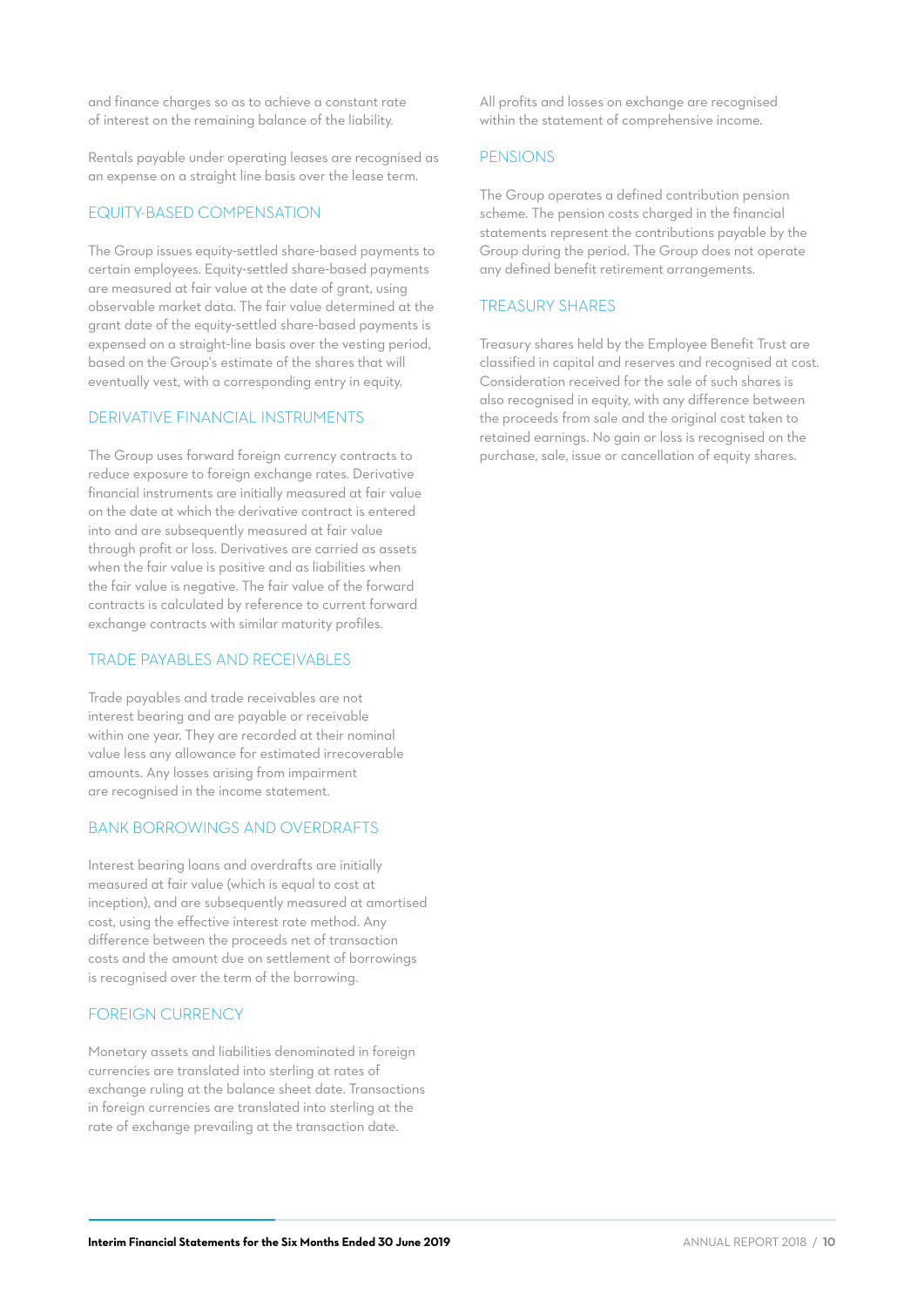and finance charges so as to achieve a constant rate of interest on the remaining balance of the liability.

Rentals payable under operating leases are recognised as an expense on a straight line basis over the lease term.

## EQUITY-BASED COMPENSATION

The Group issues equity-settled share-based payments to certain employees. Equity-settled share-based payments are measured at fair value at the date of grant, using observable market data. The fair value determined at the grant date of the equity-settled share-based payments is expensed on a straight-line basis over the vesting period, based on the Group's estimate of the shares that will eventually vest, with a corresponding entry in equity.

## DERIVATIVE FINANCIAL INSTRUMENTS

The Group uses forward foreign currency contracts to reduce exposure to foreign exchange rates. Derivative financial instruments are initially measured at fair value on the date at which the derivative contract is entered into and are subsequently measured at fair value through profit or loss. Derivatives are carried as assets when the fair value is positive and as liabilities when the fair value is negative. The fair value of the forward contracts is calculated by reference to current forward exchange contracts with similar maturity profiles.

## TRADE PAYABLES AND RECEIVABLES

Trade payables and trade receivables are not interest bearing and are payable or receivable within one year. They are recorded at their nominal value less any allowance for estimated irrecoverable amounts. Any losses arising from impairment are recognised in the income statement.

## BANK BORROWINGS AND OVERDRAFTS

Interest bearing loans and overdrafts are initially measured at fair value (which is equal to cost at inception), and are subsequently measured at amortised cost, using the effective interest rate method. Any difference between the proceeds net of transaction costs and the amount due on settlement of borrowings is recognised over the term of the borrowing.

## FOREIGN CURRENCY

Monetary assets and liabilities denominated in foreign currencies are translated into sterling at rates of exchange ruling at the balance sheet date. Transactions in foreign currencies are translated into sterling at the rate of exchange prevailing at the transaction date.

All profits and losses on exchange are recognised within the statement of comprehensive income.

## PENSIONS

The Group operates a defined contribution pension scheme. The pension costs charged in the financial statements represent the contributions payable by the Group during the period. The Group does not operate any defined benefit retirement arrangements.

## TREASURY SHARES

Treasury shares held by the Employee Benefit Trust are classified in capital and reserves and recognised at cost. Consideration received for the sale of such shares is also recognised in equity, with any difference between the proceeds from sale and the original cost taken to retained earnings. No gain or loss is recognised on the purchase, sale, issue or cancellation of equity shares.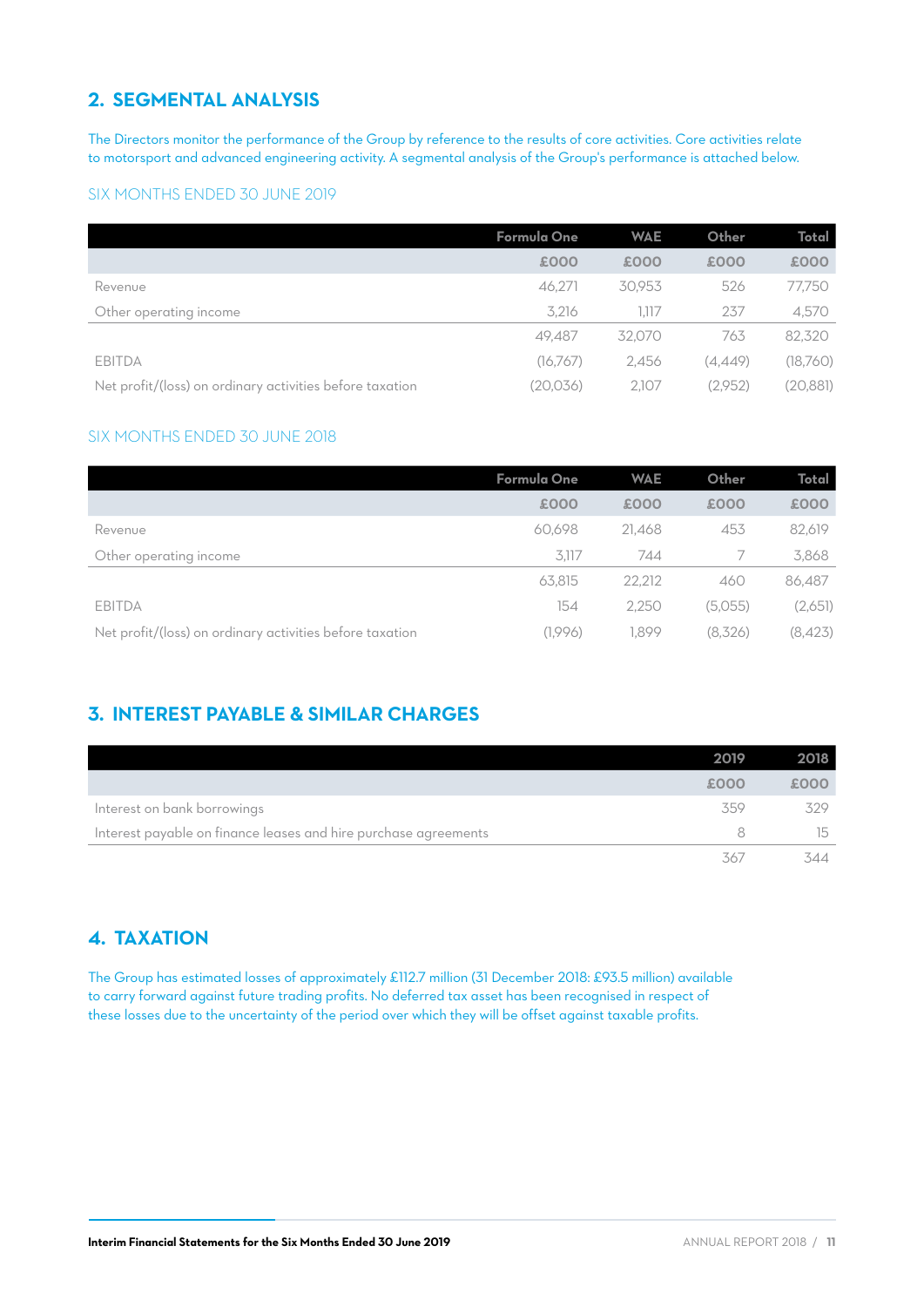## 2. SEGMENTAL ANALYSIS

The Directors monitor the performance of the Group by reference to the results of core activities. Core activities relate to motorsport and advanced engineering activity. A segmental analysis of the Group's performance is attached below.

### SIX MONTHS ENDED 30 JUNE 2019

| | Formula One | WAE | Other | Total |
|---|---|---|---|---|
| | £000 | £000 | £000 | £000 |
| Revenue | 46,271 | 30,953 | 526 | 77,750 |
| Other operating income | 3,216 | 1,117 | 237 | 4,570 |
| | 49,487 | 32,070 | 763 | 82,320 |
| EBITDA | (16,767) | 2,456 | (4,449) | (18,760) |
| Net profit/(loss) on ordinary activities before taxation | (20,036) | 2,107 | (2,952) | (20,881) |

### SIX MONTHS ENDED 30 JUNE 2018

| | Formula One | WAE | Other | Total |
|---|---|---|---|---|
| | £000 | £000 | £000 | £000 |
| Revenue | 60,698 | 21,468 | 453 | 82,619 |
| Other operating income | 3,117 | 744 | 7 | 3,868 |
| | 63,815 | 22,212 | 460 | 86,487 |
| EBITDA | 154 | 2,250 | (5,055) | (2,651) |
| Net profit/(loss) on ordinary activities before taxation | (1,996) | 1,899 | (8,326) | (8,423) |

## 3. INTEREST PAYABLE & SIMILAR CHARGES

| | 2019 | 2018 |
|---|---|---|
| | £000 | £000 |
| Interest on bank borrowings | 359 | 329 |
| Interest payable on finance leases and hire purchase agreements | 8 | 15 |
| | 367 | 344 |

## 4. TAXATION

The Group has estimated losses of approximately £112.7 million (31 December 2018: £93.5 million) available to carry forward against future trading profits. No deferred tax asset has been recognised in respect of these losses due to the uncertainty of the period over which they will be offset against taxable profits.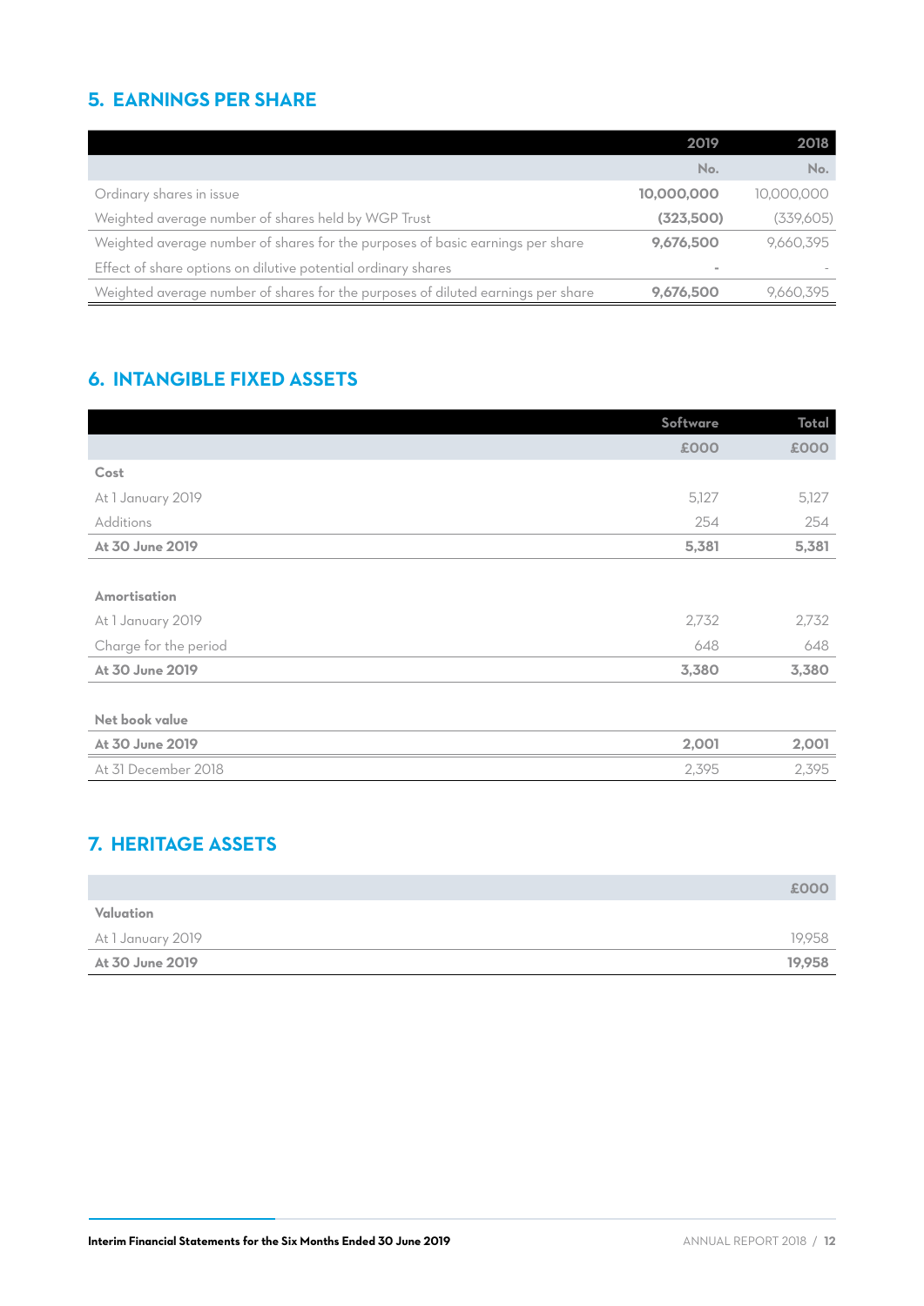## 5. EARNINGS PER SHARE

| | 2019 | 2018 |
|---|---|---|
| | No. | No. |
| Ordinary shares in issue | **10,000,000** | 10,000,000 |
| Weighted average number of shares held by WGP Trust | **(323,500)** | (339,605) |
| Weighted average number of shares for the purposes of basic earnings per share | **9,676,500** | 9,660,395 |
| Effect of share options on dilutive potential ordinary shares | **-** | - |
| Weighted average number of shares for the purposes of diluted earnings per share | **9,676,500** | 9,660,395 |

## 6. INTANGIBLE FIXED ASSETS

| | Software | Total |
|---|---|---|
| | £000 | £000 |
| **Cost** | | |
| At 1 January 2019 | 5,127 | 5,127 |
| Additions | 254 | 254 |
| **At 30 June 2019** | **5,381** | **5,381** |
| | | |
| **Amortisation** | | |
| At 1 January 2019 | 2,732 | 2,732 |
| Charge for the period | 648 | 648 |
| **At 30 June 2019** | **3,380** | **3,380** |
| | | |
| **Net book value** | | |
| **At 30 June 2019** | **2,001** | **2,001** |
| At 31 December 2018 | 2,395 | 2,395 |

## 7. HERITAGE ASSETS

| | £000 |
|---|---|
| **Valuation** | |
| At 1 January 2019 | 19,958 |
| **At 30 June 2019** | **19,958** |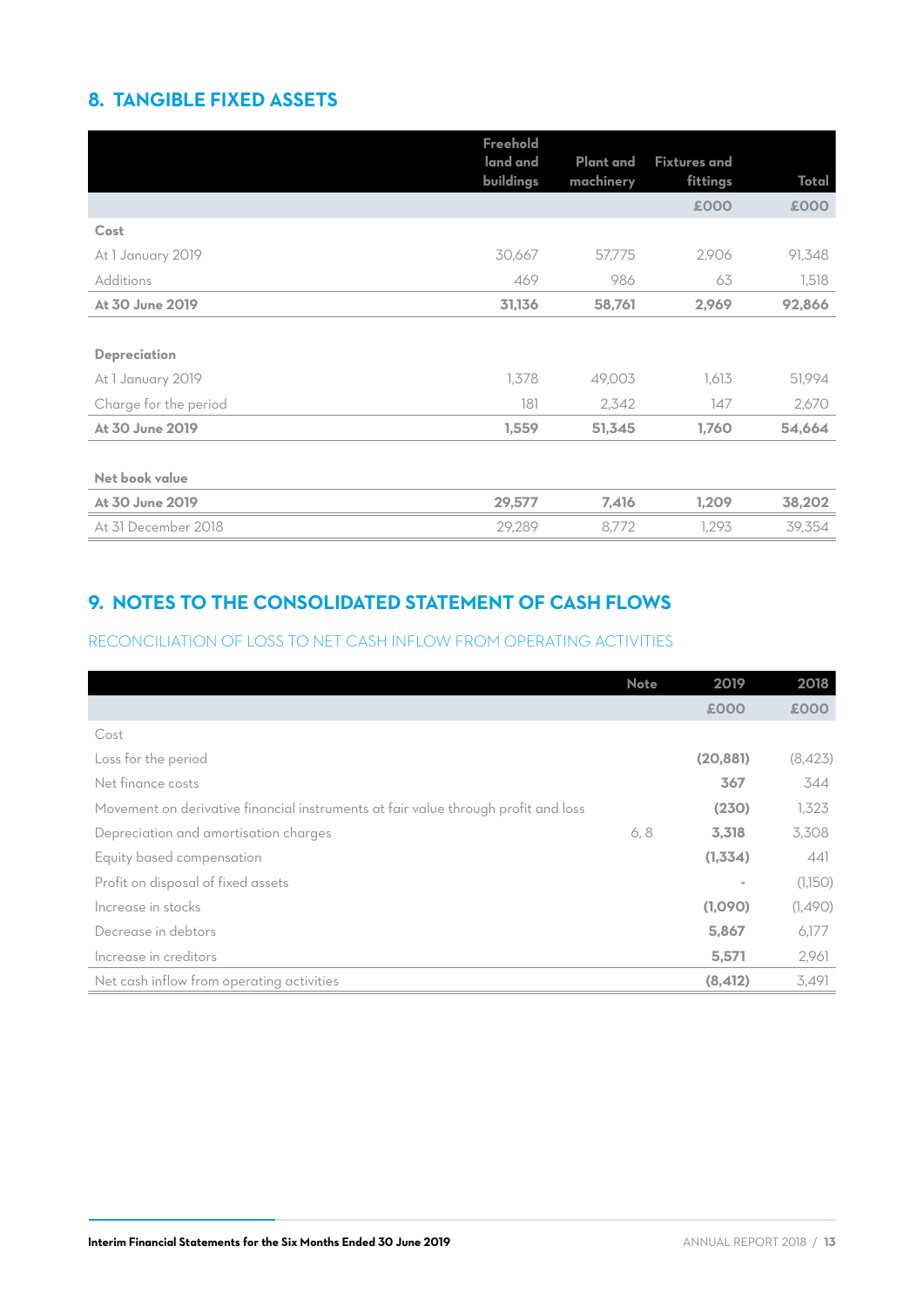## 8. TANGIBLE FIXED ASSETS

| | Freehold land and buildings | Plant and machinery | Fixtures and fittings | Total |
|---|---|---|---|---|
| | | | £000 | £000 |
| **Cost** | | | | |
| At 1 January 2019 | 30,667 | 57,775 | 2,906 | 91,348 |
| Additions | 469 | 986 | 63 | 1,518 |
| **At 30 June 2019** | **31,136** | **58,761** | **2,969** | **92,866** |
| | | | | |
| **Depreciation** | | | | |
| At 1 January 2019 | 1,378 | 49,003 | 1,613 | 51,994 |
| Charge for the period | 181 | 2,342 | 147 | 2,670 |
| **At 30 June 2019** | **1,559** | **51,345** | **1,760** | **54,664** |
| | | | | |
| **Net book value** | | | | |
| **At 30 June 2019** | **29,577** | **7,416** | **1,209** | **38,202** |
| At 31 December 2018 | 29,289 | 8,772 | 1,293 | 39,354 |

## 9. NOTES TO THE CONSOLIDATED STATEMENT OF CASH FLOWS

### RECONCILIATION OF LOSS TO NET CASH INFLOW FROM OPERATING ACTIVITIES

| | Note | 2019 | 2018 |
|---|---|---|---|
| | | £000 | £000 |
| Cost | | | |
| Loss for the period | | **(20,881)** | (8,423) |
| Net finance costs | | **367** | 344 |
| Movement on derivative financial instruments at fair value through profit and loss | | **(230)** | 1,323 |
| Depreciation and amortisation charges | 6, 8 | **3,318** | 3,308 |
| Equity based compensation | | **(1,334)** | 441 |
| Profit on disposal of fixed assets | | - | (1,150) |
| Increase in stocks | | **(1,090)** | (1,490) |
| Decrease in debtors | | **5,867** | 6,177 |
| Increase in creditors | | **5,571** | 2,961 |
| Net cash inflow from operating activities | | **(8,412)** | 3,491 |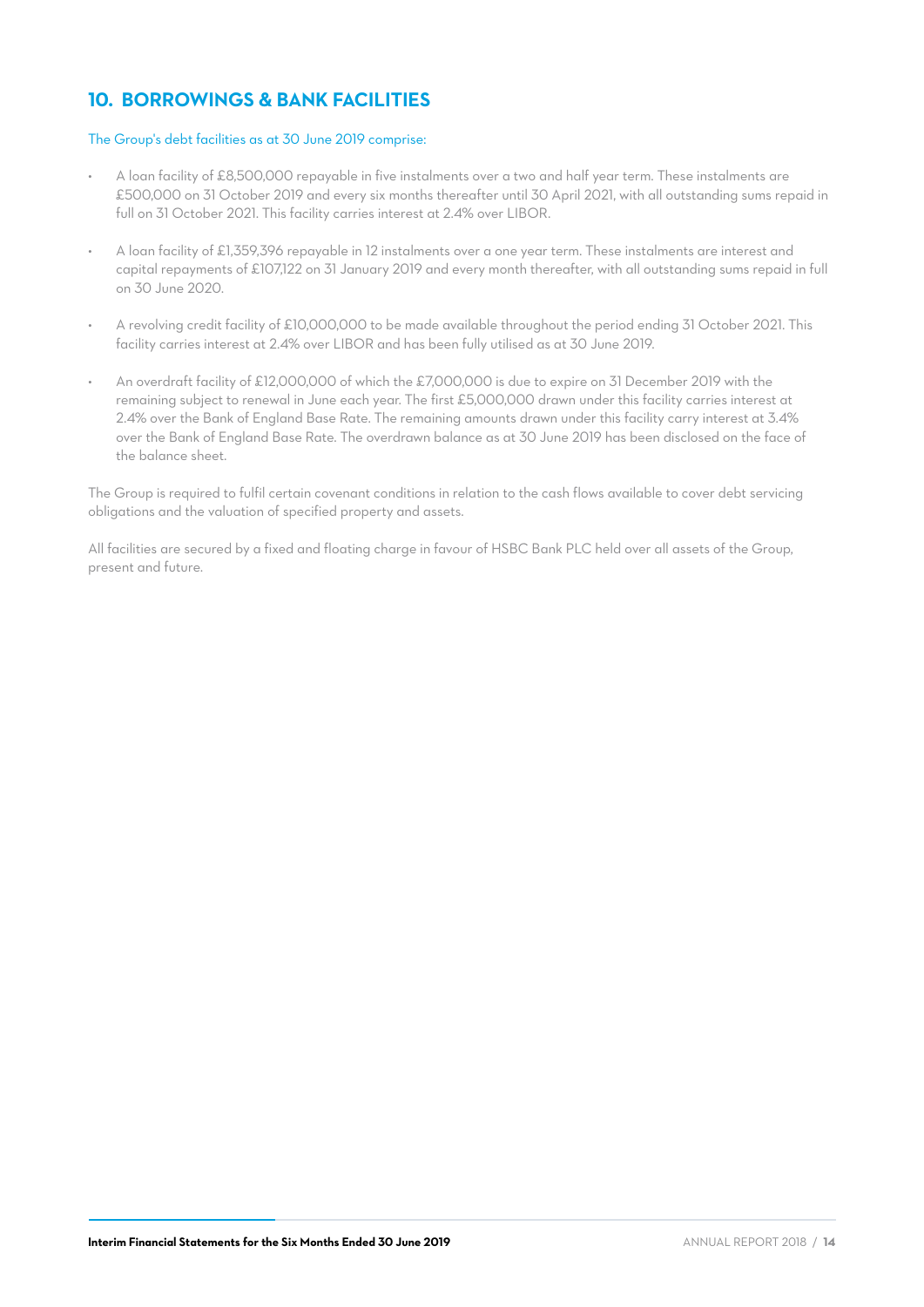## 10. BORROWINGS & BANK FACILITIES

The Group's debt facilities as at 30 June 2019 comprise:

- A loan facility of £8,500,000 repayable in five instalments over a two and half year term. These instalments are £500,000 on 31 October 2019 and every six months thereafter until 30 April 2021, with all outstanding sums repaid in full on 31 October 2021. This facility carries interest at 2.4% over LIBOR.
- A loan facility of £1,359,396 repayable in 12 instalments over a one year term. These instalments are interest and capital repayments of £107,122 on 31 January 2019 and every month thereafter, with all outstanding sums repaid in full on 30 June 2020.
- A revolving credit facility of £10,000,000 to be made available throughout the period ending 31 October 2021. This facility carries interest at 2.4% over LIBOR and has been fully utilised as at 30 June 2019.
- An overdraft facility of £12,000,000 of which the £7,000,000 is due to expire on 31 December 2019 with the remaining subject to renewal in June each year. The first £5,000,000 drawn under this facility carries interest at 2.4% over the Bank of England Base Rate. The remaining amounts drawn under this facility carry interest at 3.4% over the Bank of England Base Rate. The overdrawn balance as at 30 June 2019 has been disclosed on the face of the balance sheet.

The Group is required to fulfil certain covenant conditions in relation to the cash flows available to cover debt servicing obligations and the valuation of specified property and assets.

All facilities are secured by a fixed and floating charge in favour of HSBC Bank PLC held over all assets of the Group, present and future.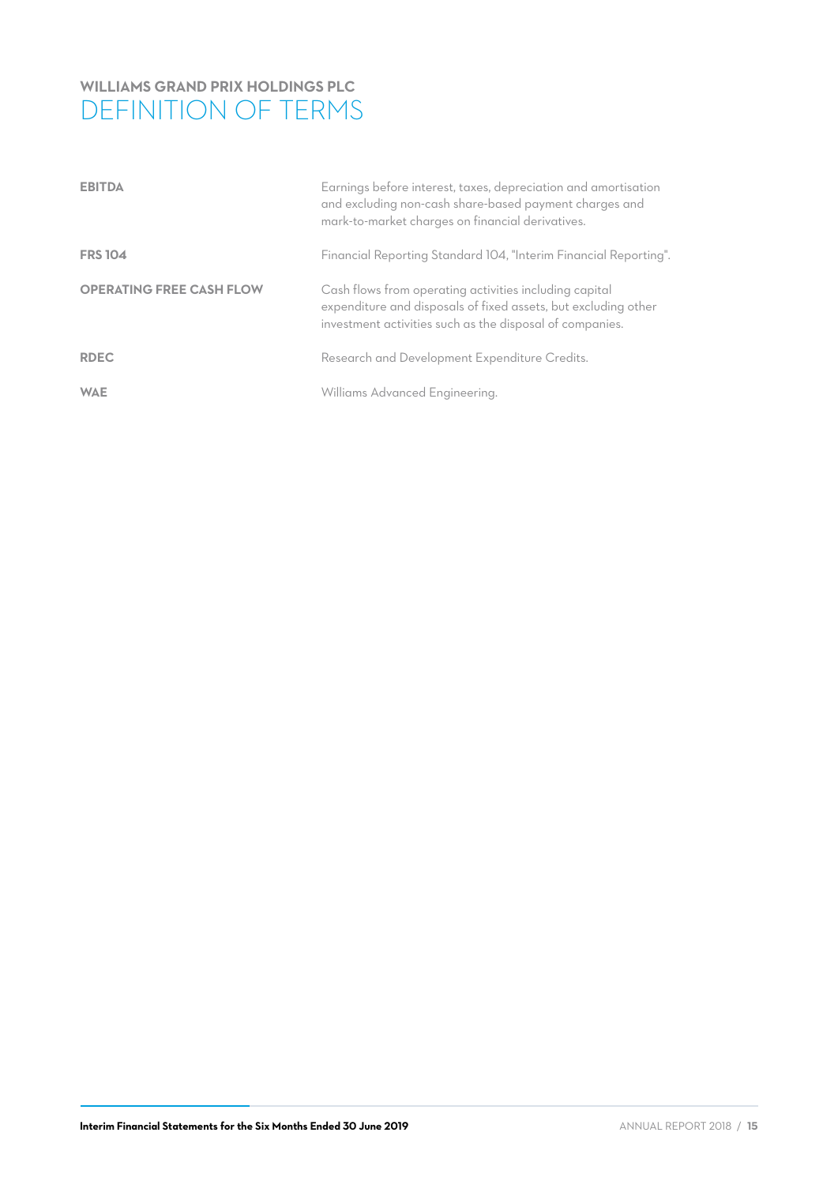# WILLIAMS GRAND PRIX HOLDINGS PLC
## DEFINITION OF TERMS

| | |
|---|---|
| **EBITDA** | Earnings before interest, taxes, depreciation and amortisation and excluding non-cash share-based payment charges and mark-to-market charges on financial derivatives. |
| **FRS 104** | Financial Reporting Standard 104, "Interim Financial Reporting". |
| **OPERATING FREE CASH FLOW** | Cash flows from operating activities including capital expenditure and disposals of fixed assets, but excluding other investment activities such as the disposal of companies. |
| **RDEC** | Research and Development Expenditure Credits. |
| **WAE** | Williams Advanced Engineering. |